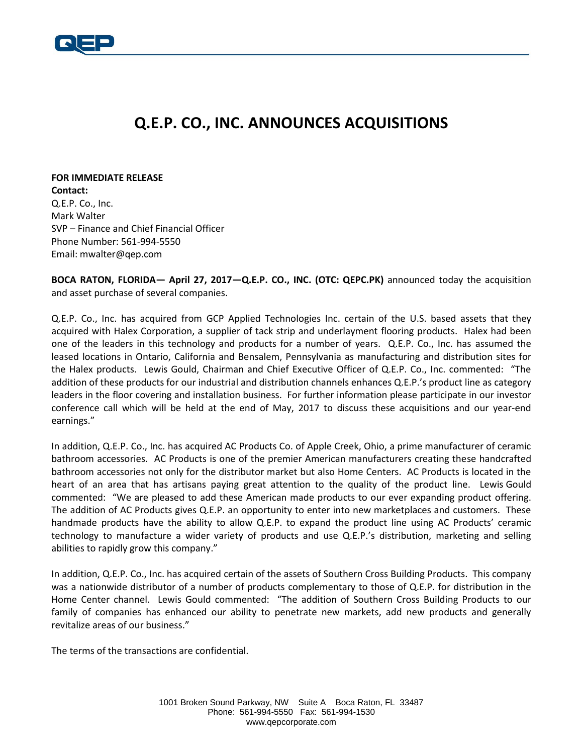# Q.E.P. CO., INC. ANNOUNCES ACQUISITIONS

**FOR IMMEDIATE RELEASE**
**Contact:**
Q.E.P. Co., Inc.
Mark Walter
SVP – Finance and Chief Financial Officer
Phone Number: 561-994-5550
Email: mwalter@qep.com

**BOCA RATON, FLORIDA— April 27, 2017—Q.E.P. CO., INC. (OTC: QEPC.PK)** announced today the acquisition and asset purchase of several companies.

Q.E.P. Co., Inc. has acquired from GCP Applied Technologies Inc. certain of the U.S. based assets that they acquired with Halex Corporation, a supplier of tack strip and underlayment flooring products. Halex had been one of the leaders in this technology and products for a number of years. Q.E.P. Co., Inc. has assumed the leased locations in Ontario, California and Bensalem, Pennsylvania as manufacturing and distribution sites for the Halex products. Lewis Gould, Chairman and Chief Executive Officer of Q.E.P. Co., Inc. commented: "The addition of these products for our industrial and distribution channels enhances Q.E.P.'s product line as category leaders in the floor covering and installation business. For further information please participate in our investor conference call which will be held at the end of May, 2017 to discuss these acquisitions and our year-end earnings."

In addition, Q.E.P. Co., Inc. has acquired AC Products Co. of Apple Creek, Ohio, a prime manufacturer of ceramic bathroom accessories. AC Products is one of the premier American manufacturers creating these handcrafted bathroom accessories not only for the distributor market but also Home Centers. AC Products is located in the heart of an area that has artisans paying great attention to the quality of the product line. Lewis Gould commented: "We are pleased to add these American made products to our ever expanding product offering. The addition of AC Products gives Q.E.P. an opportunity to enter into new marketplaces and customers. These handmade products have the ability to allow Q.E.P. to expand the product line using AC Products' ceramic technology to manufacture a wider variety of products and use Q.E.P.'s distribution, marketing and selling abilities to rapidly grow this company."

In addition, Q.E.P. Co., Inc. has acquired certain of the assets of Southern Cross Building Products. This company was a nationwide distributor of a number of products complementary to those of Q.E.P. for distribution in the Home Center channel. Lewis Gould commented: "The addition of Southern Cross Building Products to our family of companies has enhanced our ability to penetrate new markets, add new products and generally revitalize areas of our business."

The terms of the transactions are confidential.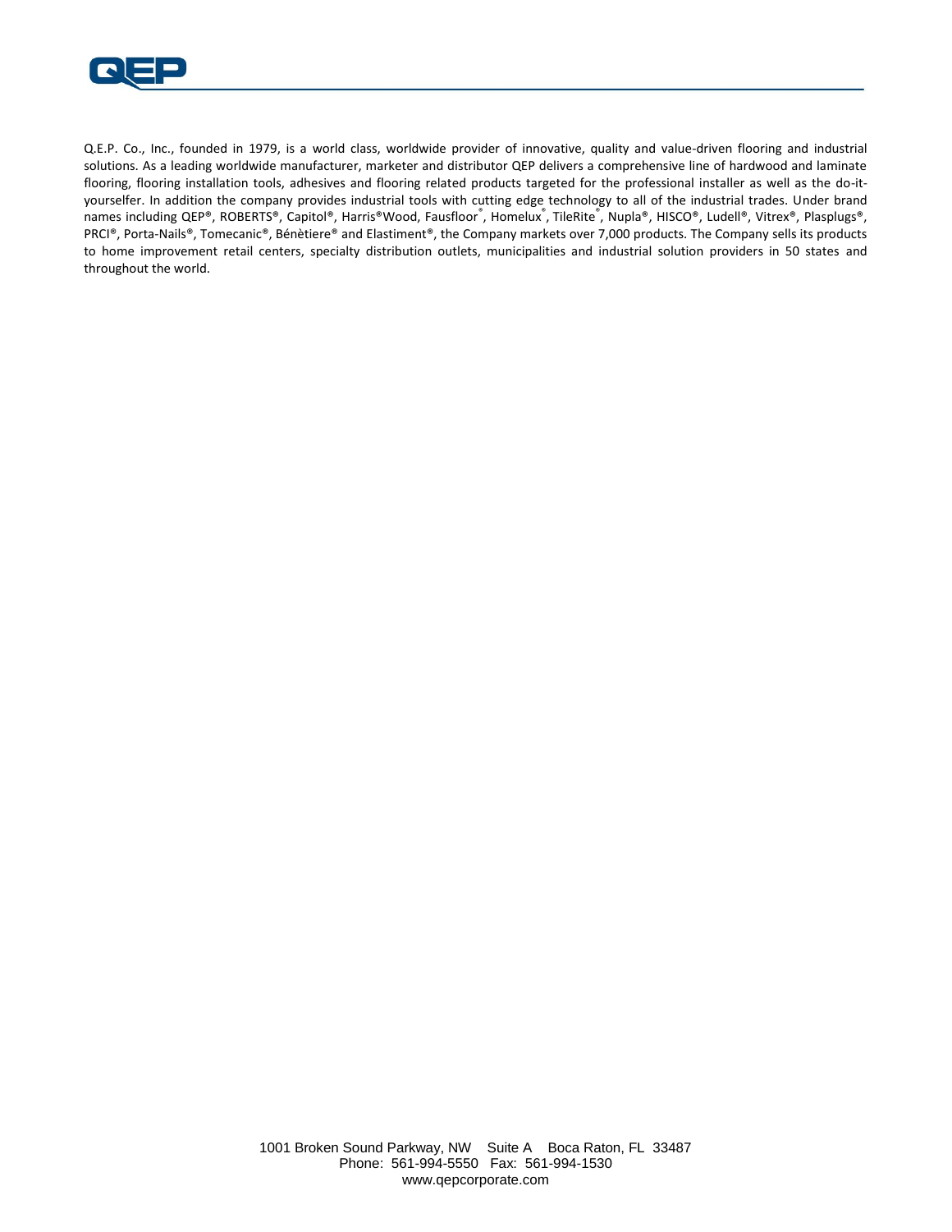Q.E.P. Co., Inc., founded in 1979, is a world class, worldwide provider of innovative, quality and value-driven flooring and industrial solutions. As a leading worldwide manufacturer, marketer and distributor QEP delivers a comprehensive line of hardwood and laminate flooring, flooring installation tools, adhesives and flooring related products targeted for the professional installer as well as the do-it-yourselfer. In addition the company provides industrial tools with cutting edge technology to all of the industrial trades. Under brand names including QEP®, ROBERTS®, Capitol®, Harris®Wood, Fausfloor®, Homelux®, TileRite®, Nupla®, HISCO®, Ludell®, Vitrex®, Plasplugs®, PRCI®, Porta-Nails®, Tomecanic®, Bénètiere® and Elastiment®, the Company markets over 7,000 products. The Company sells its products to home improvement retail centers, specialty distribution outlets, municipalities and industrial solution providers in 50 states and throughout the world.

1001 Broken Sound Parkway, NW Suite A Boca Raton, FL 33487
Phone: 561-994-5550 Fax: 561-994-1530
www.qepcorporate.com